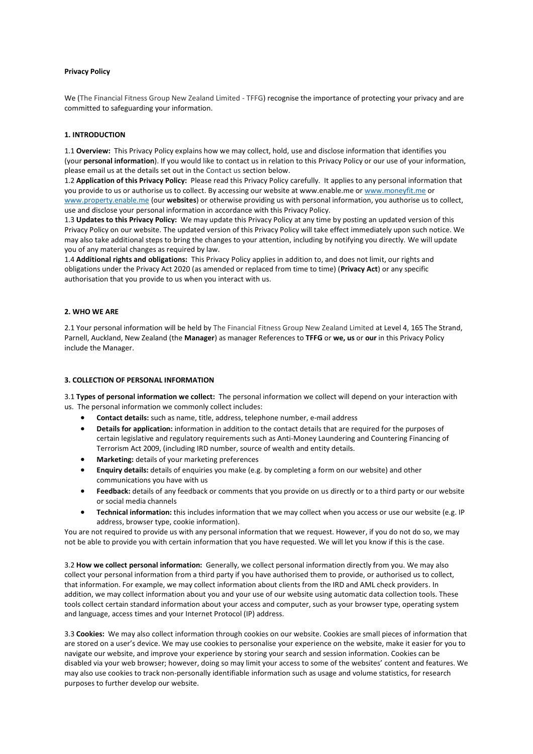**Privacy Policy**

We (The Financial Fitness Group New Zealand Limited - TFFG) recognise the importance of protecting your privacy and are committed to safeguarding your information.

**1. INTRODUCTION**

1.1 **Overview:** This Privacy Policy explains how we may collect, hold, use and disclose information that identifies you (your **personal information**). If you would like to contact us in relation to this Privacy Policy or our use of your information, please email us at the details set out in the Contact us section below.

1.2 **Application of this Privacy Policy:** Please read this Privacy Policy carefully. It applies to any personal information that you provide to us or authorise us to collect. By accessing our website at www.enable.me or www.moneyfit.me or www.property.enable.me (our **websites**) or otherwise providing us with personal information, you authorise us to collect, use and disclose your personal information in accordance with this Privacy Policy.

1.3 **Updates to this Privacy Policy:** We may update this Privacy Policy at any time by posting an updated version of this Privacy Policy on our website. The updated version of this Privacy Policy will take effect immediately upon such notice. We may also take additional steps to bring the changes to your attention, including by notifying you directly. We will update you of any material changes as required by law.

1.4 **Additional rights and obligations:** This Privacy Policy applies in addition to, and does not limit, our rights and obligations under the Privacy Act 2020 (as amended or replaced from time to time) (**Privacy Act**) or any specific authorisation that you provide to us when you interact with us.

**2. WHO WE ARE**

2.1 Your personal information will be held by The Financial Fitness Group New Zealand Limited at Level 4, 165 The Strand, Parnell, Auckland, New Zealand (the **Manager**) as manager References to **TFFG** or **we, us** or **our** in this Privacy Policy include the Manager.

**3. COLLECTION OF PERSONAL INFORMATION**

3.1 **Types of personal information we collect:** The personal information we collect will depend on your interaction with us. The personal information we commonly collect includes:

- **Contact details:** such as name, title, address, telephone number, e-mail address
- **Details for application:** information in addition to the contact details that are required for the purposes of certain legislative and regulatory requirements such as Anti-Money Laundering and Countering Financing of Terrorism Act 2009, (including IRD number, source of wealth and entity details.
- **Marketing:** details of your marketing preferences
- **Enquiry details:** details of enquiries you make (e.g. by completing a form on our website) and other communications you have with us
- **Feedback:** details of any feedback or comments that you provide on us directly or to a third party or our website or social media channels
- **Technical information:** this includes information that we may collect when you access or use our website (e.g. IP address, browser type, cookie information).

You are not required to provide us with any personal information that we request. However, if you do not do so, we may not be able to provide you with certain information that you have requested. We will let you know if this is the case.

3.2 **How we collect personal information:** Generally, we collect personal information directly from you. We may also collect your personal information from a third party if you have authorised them to provide, or authorised us to collect, that information. For example, we may collect information about clients from the IRD and AML check providers. In addition, we may collect information about you and your use of our website using automatic data collection tools. These tools collect certain standard information about your access and computer, such as your browser type, operating system and language, access times and your Internet Protocol (IP) address.

3.3 **Cookies:** We may also collect information through cookies on our website. Cookies are small pieces of information that are stored on a user's device. We may use cookies to personalise your experience on the website, make it easier for you to navigate our website, and improve your experience by storing your search and session information. Cookies can be disabled via your web browser; however, doing so may limit your access to some of the websites' content and features. We may also use cookies to track non-personally identifiable information such as usage and volume statistics, for research purposes to further develop our website.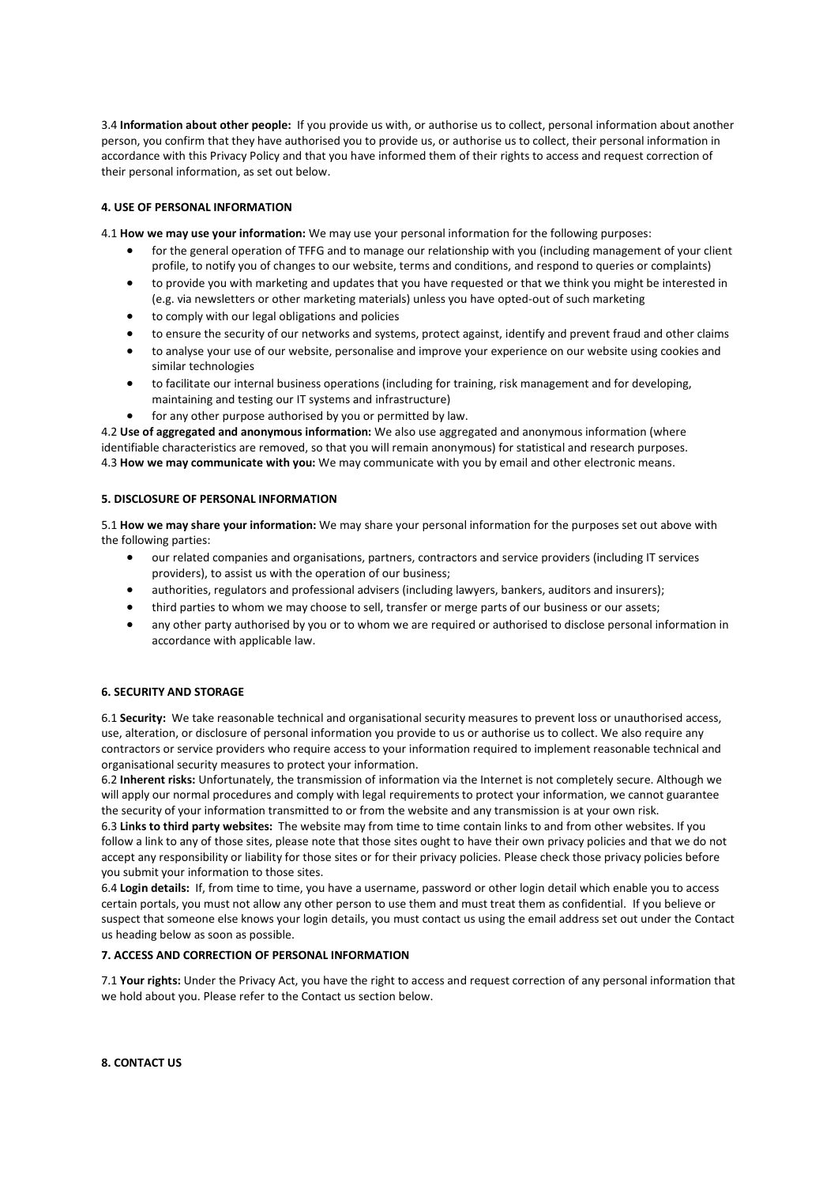3.4 **Information about other people:** If you provide us with, or authorise us to collect, personal information about another person, you confirm that they have authorised you to provide us, or authorise us to collect, their personal information in accordance with this Privacy Policy and that you have informed them of their rights to access and request correction of their personal information, as set out below.

**4. USE OF PERSONAL INFORMATION**

4.1 **How we may use your information:** We may use your personal information for the following purposes:

- for the general operation of TFFG and to manage our relationship with you (including management of your client profile, to notify you of changes to our website, terms and conditions, and respond to queries or complaints)
- to provide you with marketing and updates that you have requested or that we think you might be interested in (e.g. via newsletters or other marketing materials) unless you have opted-out of such marketing
- to comply with our legal obligations and policies
- to ensure the security of our networks and systems, protect against, identify and prevent fraud and other claims
- to analyse your use of our website, personalise and improve your experience on our website using cookies and similar technologies
- to facilitate our internal business operations (including for training, risk management and for developing, maintaining and testing our IT systems and infrastructure)
- for any other purpose authorised by you or permitted by law.

4.2 **Use of aggregated and anonymous information:** We also use aggregated and anonymous information (where identifiable characteristics are removed, so that you will remain anonymous) for statistical and research purposes.
4.3 **How we may communicate with you:** We may communicate with you by email and other electronic means.

**5. DISCLOSURE OF PERSONAL INFORMATION**

5.1 **How we may share your information:** We may share your personal information for the purposes set out above with the following parties:

- our related companies and organisations, partners, contractors and service providers (including IT services providers), to assist us with the operation of our business;
- authorities, regulators and professional advisers (including lawyers, bankers, auditors and insurers);
- third parties to whom we may choose to sell, transfer or merge parts of our business or our assets;
- any other party authorised by you or to whom we are required or authorised to disclose personal information in accordance with applicable law.

**6. SECURITY AND STORAGE**

6.1 **Security:** We take reasonable technical and organisational security measures to prevent loss or unauthorised access, use, alteration, or disclosure of personal information you provide to us or authorise us to collect. We also require any contractors or service providers who require access to your information required to implement reasonable technical and organisational security measures to protect your information.
6.2 **Inherent risks:** Unfortunately, the transmission of information via the Internet is not completely secure. Although we will apply our normal procedures and comply with legal requirements to protect your information, we cannot guarantee the security of your information transmitted to or from the website and any transmission is at your own risk.
6.3 **Links to third party websites:** The website may from time to time contain links to and from other websites. If you follow a link to any of those sites, please note that those sites ought to have their own privacy policies and that we do not accept any responsibility or liability for those sites or for their privacy policies. Please check those privacy policies before you submit your information to those sites.
6.4 **Login details:** If, from time to time, you have a username, password or other login detail which enable you to access certain portals, you must not allow any other person to use them and must treat them as confidential. If you believe or suspect that someone else knows your login details, you must contact us using the email address set out under the Contact us heading below as soon as possible.

**7. ACCESS AND CORRECTION OF PERSONAL INFORMATION**

7.1 **Your rights:** Under the Privacy Act, you have the right to access and request correction of any personal information that we hold about you. Please refer to the Contact us section below.

**8. CONTACT US**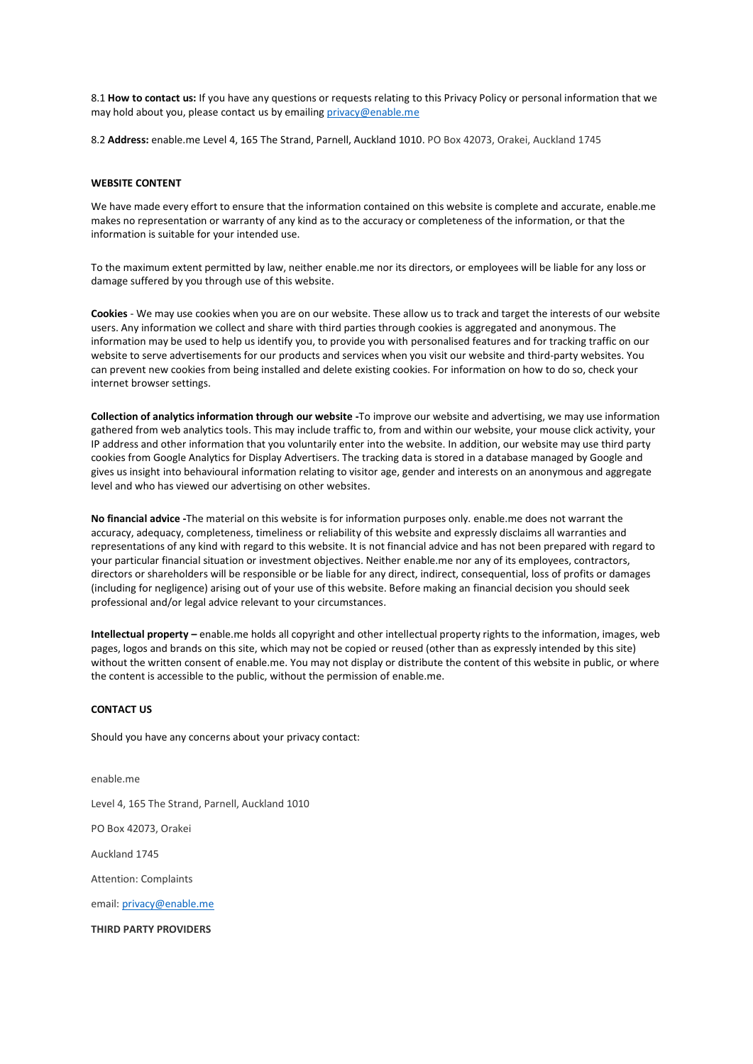8.1 **How to contact us:** If you have any questions or requests relating to this Privacy Policy or personal information that we may hold about you, please contact us by emailing privacy@enable.me

8.2 **Address:** enable.me Level 4, 165 The Strand, Parnell, Auckland 1010. PO Box 42073, Orakei, Auckland 1745

**WEBSITE CONTENT**

We have made every effort to ensure that the information contained on this website is complete and accurate, enable.me makes no representation or warranty of any kind as to the accuracy or completeness of the information, or that the information is suitable for your intended use.

To the maximum extent permitted by law, neither enable.me nor its directors, or employees will be liable for any loss or damage suffered by you through use of this website.

**Cookies** - We may use cookies when you are on our website. These allow us to track and target the interests of our website users. Any information we collect and share with third parties through cookies is aggregated and anonymous. The information may be used to help us identify you, to provide you with personalised features and for tracking traffic on our website to serve advertisements for our products and services when you visit our website and third-party websites. You can prevent new cookies from being installed and delete existing cookies. For information on how to do so, check your internet browser settings.

**Collection of analytics information through our website -**To improve our website and advertising, we may use information gathered from web analytics tools. This may include traffic to, from and within our website, your mouse click activity, your IP address and other information that you voluntarily enter into the website. In addition, our website may use third party cookies from Google Analytics for Display Advertisers. The tracking data is stored in a database managed by Google and gives us insight into behavioural information relating to visitor age, gender and interests on an anonymous and aggregate level and who has viewed our advertising on other websites.

**No financial advice -**The material on this website is for information purposes only. enable.me does not warrant the accuracy, adequacy, completeness, timeliness or reliability of this website and expressly disclaims all warranties and representations of any kind with regard to this website. It is not financial advice and has not been prepared with regard to your particular financial situation or investment objectives. Neither enable.me nor any of its employees, contractors, directors or shareholders will be responsible or be liable for any direct, indirect, consequential, loss of profits or damages (including for negligence) arising out of your use of this website. Before making an financial decision you should seek professional and/or legal advice relevant to your circumstances.

**Intellectual property –** enable.me holds all copyright and other intellectual property rights to the information, images, web pages, logos and brands on this site, which may not be copied or reused (other than as expressly intended by this site) without the written consent of enable.me. You may not display or distribute the content of this website in public, or where the content is accessible to the public, without the permission of enable.me.

**CONTACT US**

Should you have any concerns about your privacy contact:

enable.me

Level 4, 165 The Strand, Parnell, Auckland 1010

PO Box 42073, Orakei

Auckland 1745

Attention: Complaints

email: privacy@enable.me

**THIRD PARTY PROVIDERS**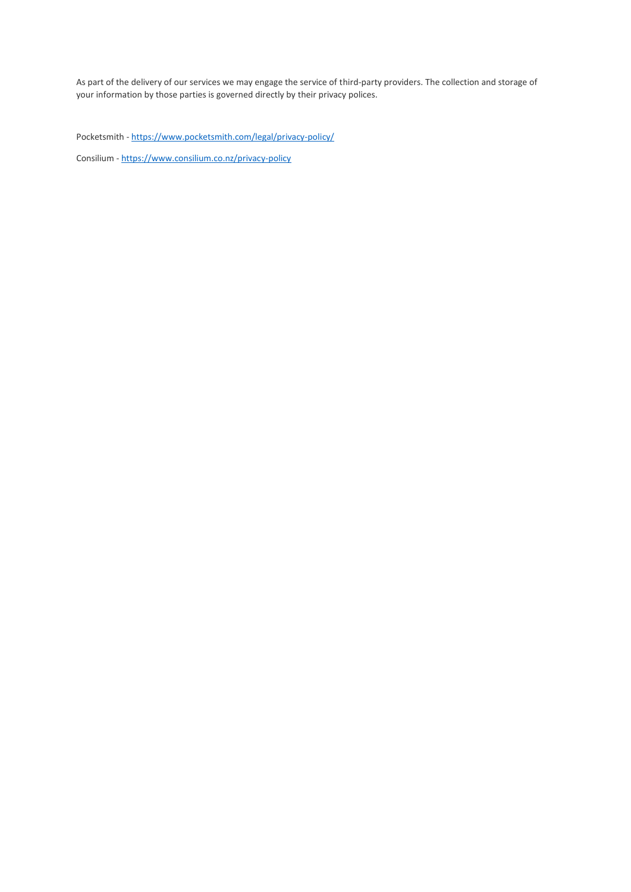As part of the delivery of our services we may engage the service of third-party providers. The collection and storage of your information by those parties is governed directly by their privacy polices.

Pocketsmith - https://www.pocketsmith.com/legal/privacy-policy/

Consilium - https://www.consilium.co.nz/privacy-policy